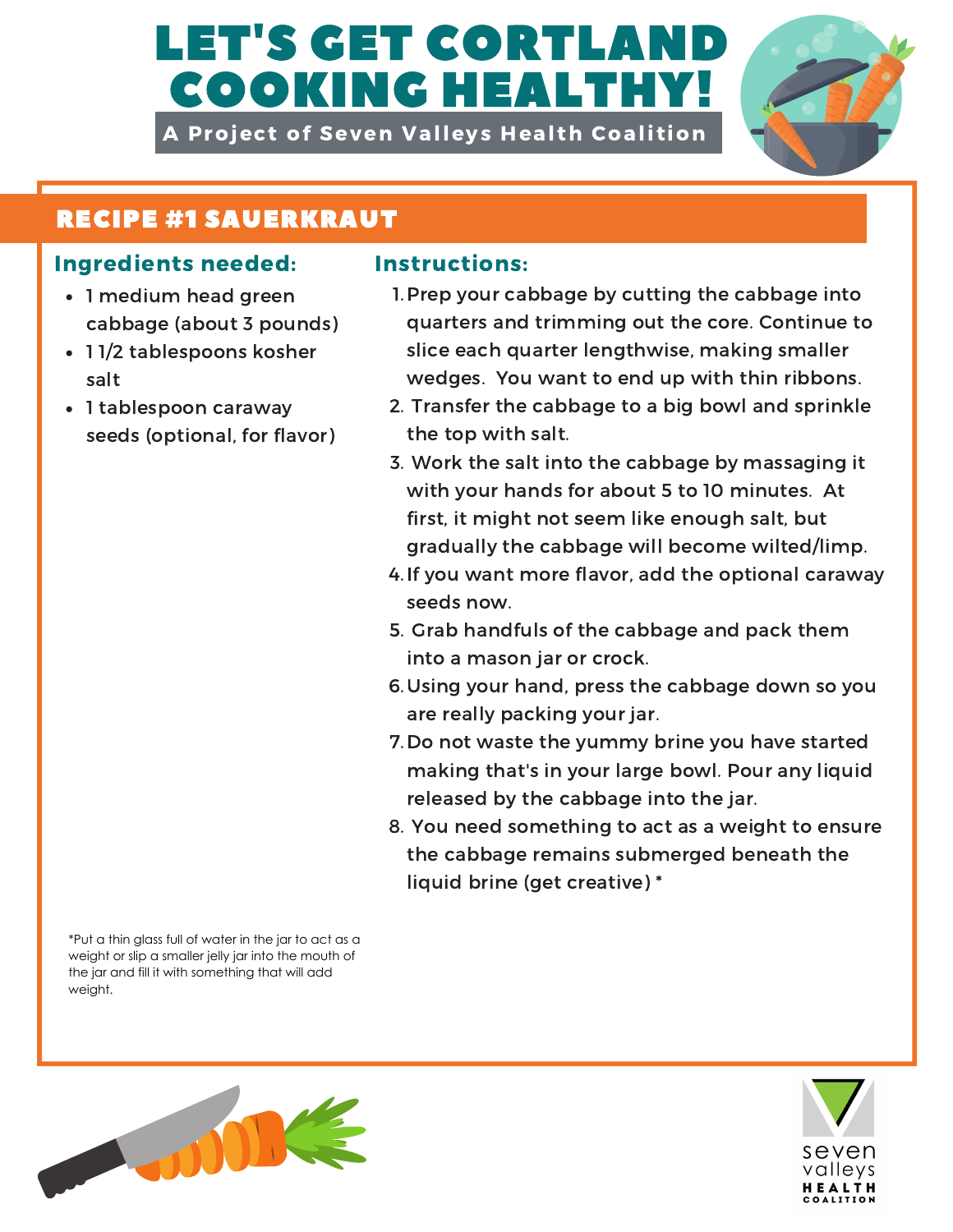# LET'S GET CORTLAND COOKING HEALTHY!

**A Project of Seven Valleys Health Coalition**

## RECIPE #1 SAUERKRAUT

### Ingredients needed:

- 1 medium head green cabbage (about 3 pounds)
- 1 1/2 tablespoons kosher salt
- 1 tablespoon caraway seeds (optional, for flavor)

### Instructions:

1. Prep your cabbage by cutting the cabbage into quarters and trimming out the core. Continue to slice each quarter lengthwise, making smaller wedges. You want to end up with thin ribbons.
2. Transfer the cabbage to a big bowl and sprinkle the top with salt.
3. Work the salt into the cabbage by massaging it with your hands for about 5 to 10 minutes. At first, it might not seem like enough salt, but gradually the cabbage will become wilted/limp.
4. If you want more flavor, add the optional caraway seeds now.
5. Grab handfuls of the cabbage and pack them into a mason jar or crock.
6. Using your hand, press the cabbage down so you are really packing your jar.
7. Do not waste the yummy brine you have started making that's in your large bowl. Pour any liquid released by the cabbage into the jar.
8. You need something to act as a weight to ensure the cabbage remains submerged beneath the liquid brine (get creative) *

*Put a thin glass full of water in the jar to act as a weight or slip a smaller jelly jar into the mouth of the jar and fill it with something that will add weight.

seven valleys HEALTH COALITION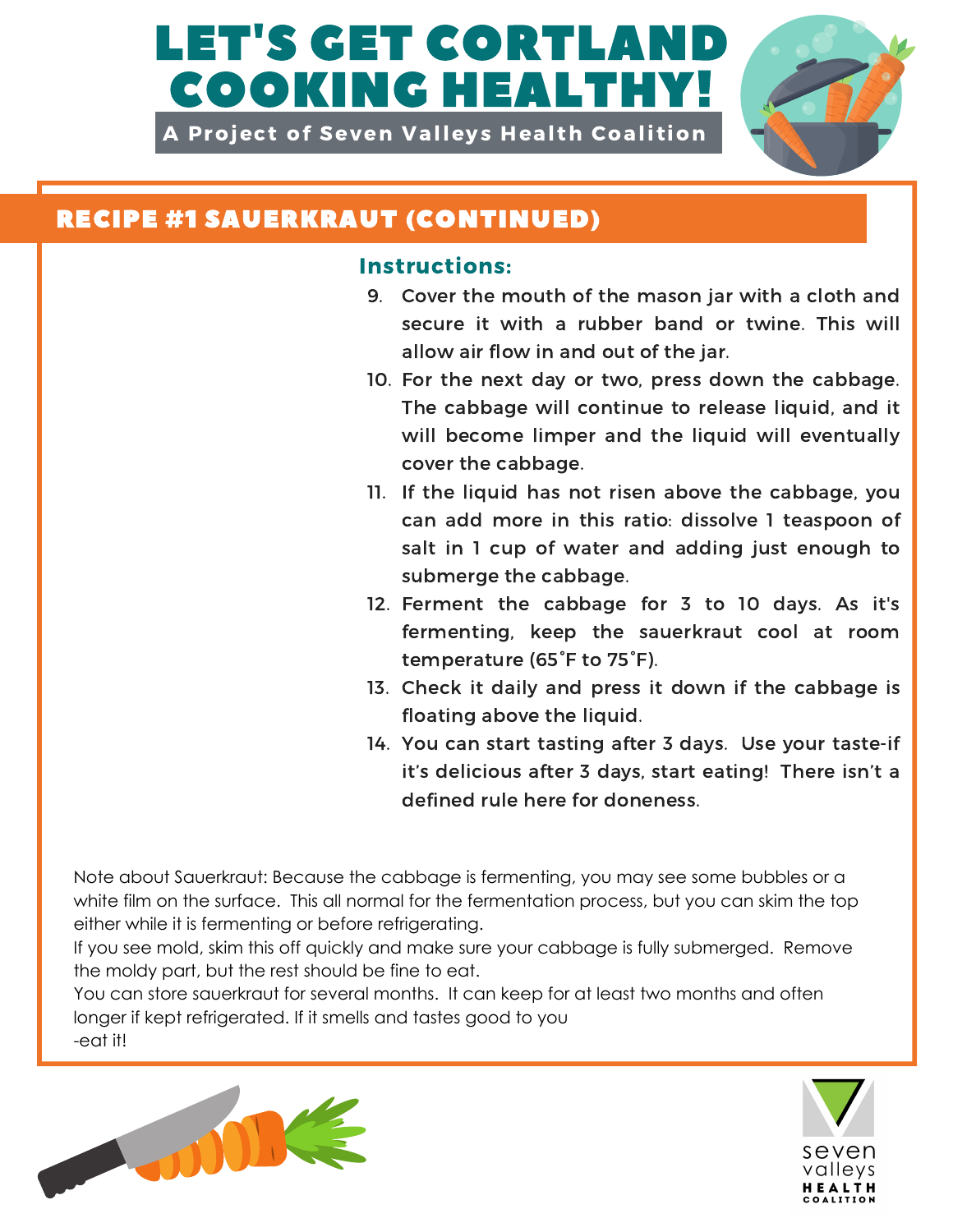# LET'S GET CORTLAND COOKING HEALTHY!

A Project of Seven Valleys Health Coalition

## RECIPE #1 SAUERKRAUT (CONTINUED)

### Instructions:

9. Cover the mouth of the mason jar with a cloth and secure it with a rubber band or twine. This will allow air flow in and out of the jar.
10. For the next day or two, press down the cabbage. The cabbage will continue to release liquid, and it will become limper and the liquid will eventually cover the cabbage.
11. If the liquid has not risen above the cabbage, you can add more in this ratio: dissolve 1 teaspoon of salt in 1 cup of water and adding just enough to submerge the cabbage.
12. Ferment the cabbage for 3 to 10 days. As it's fermenting, keep the sauerkraut cool at room temperature (65˚F to 75˚F).
13. Check it daily and press it down if the cabbage is floating above the liquid.
14. You can start tasting after 3 days. Use your taste-if it's delicious after 3 days, start eating! There isn't a defined rule here for doneness.

Note about Sauerkraut: Because the cabbage is fermenting, you may see some bubbles or a white film on the surface. This all normal for the fermentation process, but you can skim the top either while it is fermenting or before refrigerating.
If you see mold, skim this off quickly and make sure your cabbage is fully submerged. Remove the moldy part, but the rest should be fine to eat.
You can store sauerkraut for several months. It can keep for at least two months and often longer if kept refrigerated. If it smells and tastes good to you
-eat it!

seven valleys HEALTH COALITION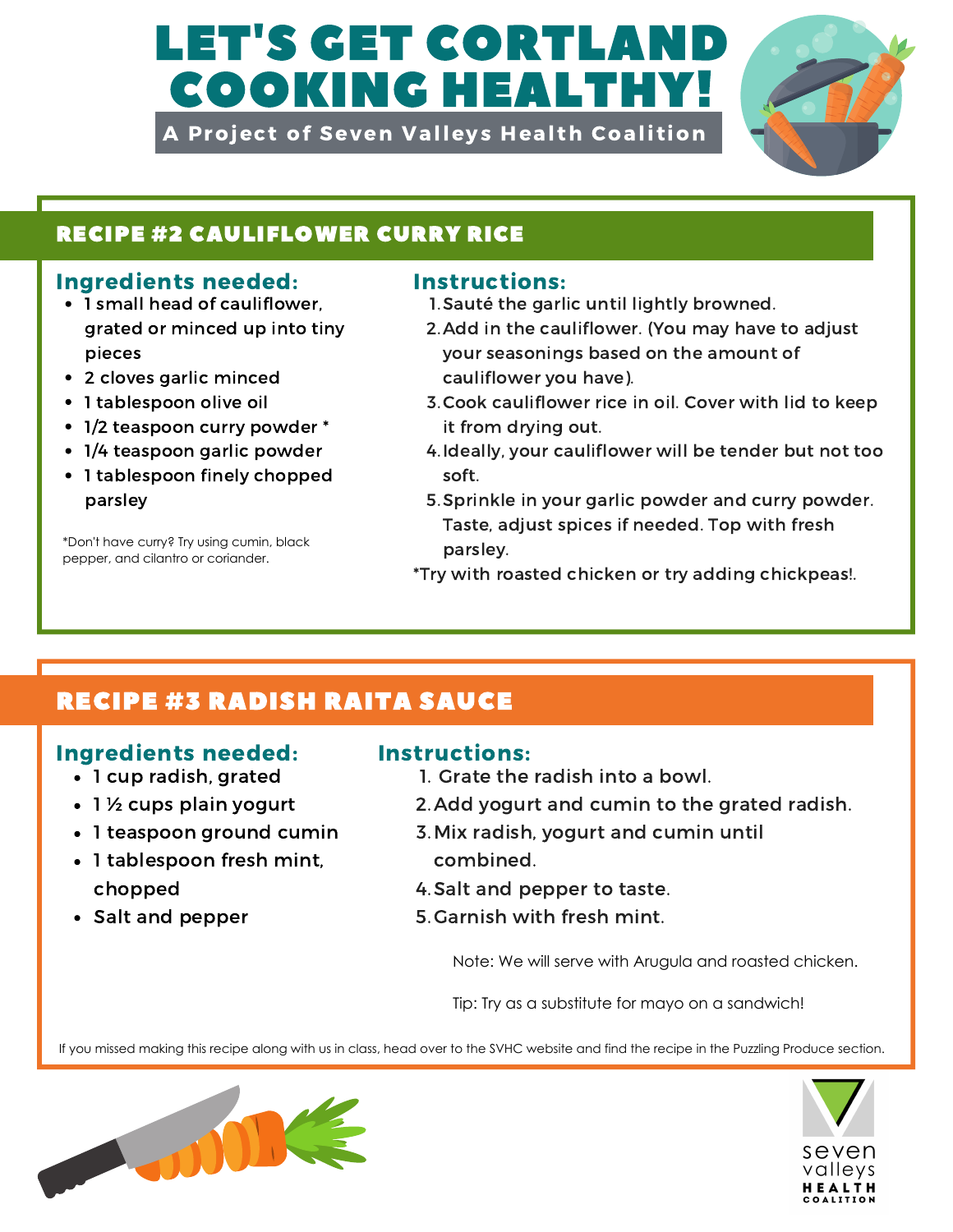# LET'S GET CORTLAND COOKING HEALTHY!

**A Project of Seven Valleys Health Coalition**

## RECIPE #2 CAULIFLOWER CURRY RICE

### Ingredients needed:

- 1 small head of cauliflower, grated or minced up into tiny pieces
- 2 cloves garlic minced
- 1 tablespoon olive oil
- 1/2 teaspoon curry powder *
- 1/4 teaspoon garlic powder
- 1 tablespoon finely chopped parsley

*Don't have curry? Try using cumin, black pepper, and cilantro or coriander.

### Instructions:

1. Sauté the garlic until lightly browned.
2. Add in the cauliflower. (You may have to adjust your seasonings based on the amount of cauliflower you have).
3. Cook cauliflower rice in oil. Cover with lid to keep it from drying out.
4. Ideally, your cauliflower will be tender but not too soft.
5. Sprinkle in your garlic powder and curry powder. Taste, adjust spices if needed. Top with fresh parsley.

*Try with roasted chicken or try adding chickpeas!.

## RECIPE #3 RADISH RAITA SAUCE

### Ingredients needed:

- 1 cup radish, grated
- 1 ½ cups plain yogurt
- 1 teaspoon ground cumin
- 1 tablespoon fresh mint, chopped
- Salt and pepper

### Instructions:

1. Grate the radish into a bowl.
2. Add yogurt and cumin to the grated radish.
3. Mix radish, yogurt and cumin until combined.
4. Salt and pepper to taste.
5. Garnish with fresh mint.

Note: We will serve with Arugula and roasted chicken.

Tip: Try as a substitute for mayo on a sandwich!

If you missed making this recipe along with us in class, head over to the SVHC website and find the recipe in the Puzzling Produce section.

seven valleys HEALTH COALITION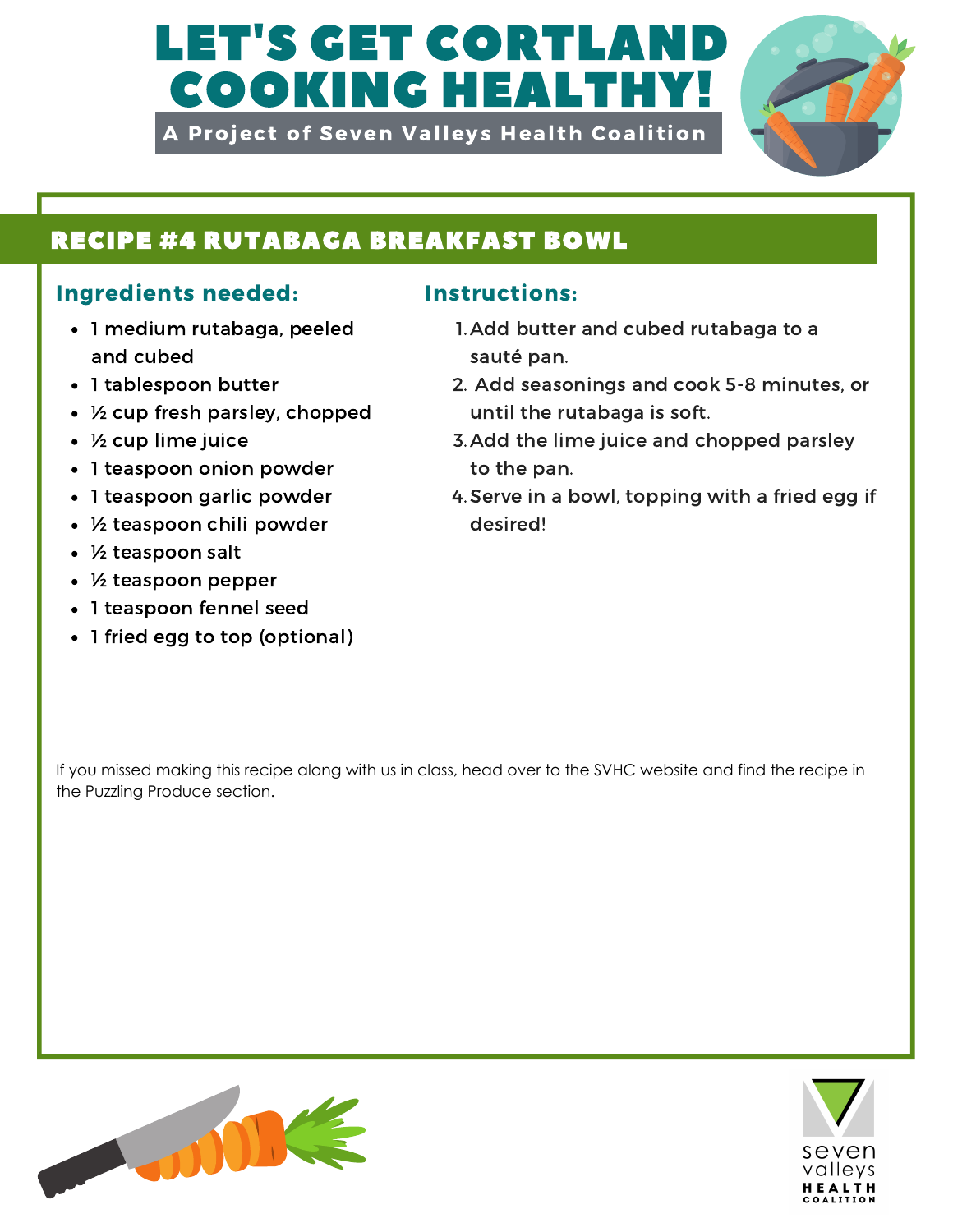# LET'S GET CORTLAND COOKING HEALTHY!

**A Project of Seven Valleys Health Coalition**

## RECIPE #4 RUTABAGA BREAKFAST BOWL

### Ingredients needed:

- 1 medium rutabaga, peeled and cubed
- 1 tablespoon butter
- ½ cup fresh parsley, chopped
- ½ cup lime juice
- 1 teaspoon onion powder
- 1 teaspoon garlic powder
- ½ teaspoon chili powder
- ½ teaspoon salt
- ½ teaspoon pepper
- 1 teaspoon fennel seed
- 1 fried egg to top (optional)

### Instructions:

1. Add butter and cubed rutabaga to a sauté pan.
2. Add seasonings and cook 5-8 minutes, or until the rutabaga is soft.
3. Add the lime juice and chopped parsley to the pan.
4. Serve in a bowl, topping with a fried egg if desired!

If you missed making this recipe along with us in class, head over to the SVHC website and find the recipe in the Puzzling Produce section.

seven valleys HEALTH COALITION